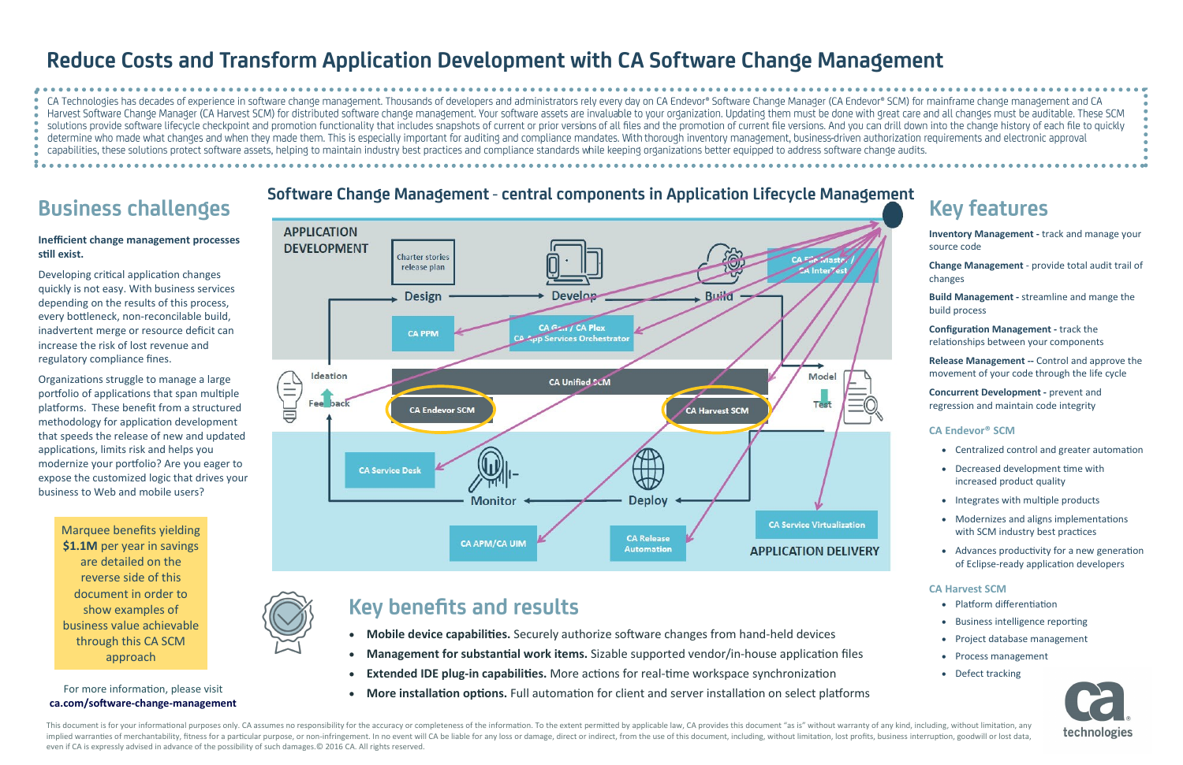# Reduce Costs and Transform Application Development with CA Software Change Management

CA Technologies has decades of experience in software change management. Thousands of developers and administrators rely every day on CA Endevor® Software Change Manager (CA Endevor® SCM) for mainframe change management and CA Harvest Software Change Manager (CA Harvest SCM) for distributed software change management. Your software assets are invaluable to your organization. Updating them must be done with great care and all changes must be auditable. These SCM solutions provide software lifecycle checkpoint and promotion functionality that includes snapshots of current or prior versions of all files and the promotion of current file versions. And you can drill down into the change history of each file to quickly determine who made what changes and when they made them. This is especially important for auditing and compliance mandates. With thorough inventory management, business-driven authorization requirements and electronic approval capabilities, these solutions protect software assets, helping to maintain industry best practices and compliance standards while keeping organizations better equipped to address software change audits.

## Business challenges

**Inefficient change management processes still exist.**

Developing critical application changes quickly is not easy. With business services depending on the results of this process, every bottleneck, non-reconcilable build, inadvertent merge or resource deficit can increase the risk of lost revenue and regulatory compliance fines.

Organizations struggle to manage a large portfolio of applications that span multiple platforms. These benefit from a structured methodology for application development that speeds the release of new and updated applications, limits risk and helps you modernize your portfolio? Are you eager to expose the customized logic that drives your business to Web and mobile users?

Marquee benefits yielding **$1.1M** per year in savings are detailed on the reverse side of this document in order to show examples of business value achievable through this CA SCM approach

For more information, please visit **ca.com/software-change-management**

## Software Change Management - central components in Application Lifecycle Management

APPLICATION DEVELOPMENT

Charter stories release plan

Design → Develop → Build

CA PPM | CA Gen / CA Plex, CA App Services Orchestrator | CA File Master / CA InterTest

Ideation — Feedback — Model — Test

CA Unified SCM: CA Endevor SCM | CA Harvest SCM

CA Service Desk | Monitor ← Deploy

CA APM/CA UIM | CA Release Automation | CA Service Virtualization

APPLICATION DELIVERY

## Key benefits and results

- **Mobile device capabilities.** Securely authorize software changes from hand-held devices
- **Management for substantial work items.** Sizable supported vendor/in-house application files
- **Extended IDE plug-in capabilities.** More actions for real-time workspace synchronization
- **More installation options.** Full automation for client and server installation on select platforms

## Key features

**Inventory Management** - track and manage your source code

**Change Management** - provide total audit trail of changes

**Build Management** - streamline and mange the build process

**Configuration Management** - track the relationships between your components

**Release Management** -- Control and approve the movement of your code through the life cycle

**Concurrent Development** - prevent and regression and maintain code integrity

### CA Endevor® SCM

- Centralized control and greater automation
- Decreased development time with increased product quality
- Integrates with multiple products
- Modernizes and aligns implementations with SCM industry best practices
- Advances productivity for a new generation of Eclipse-ready application developers

### CA Harvest SCM

- Platform differentiation
- Business intelligence reporting
- Project database management
- Process management
- Defect tracking

This document is for your informational purposes only. CA assumes no responsibility for the accuracy or completeness of the information. To the extent permitted by applicable law, CA provides this document "as is" without warranty of any kind, including, without limitation, any implied warranties of merchantability, fitness for a particular purpose, or non-infringement. In no event will CA be liable for any loss or damage, direct or indirect, from the use of this document, including, without limitation, lost profits, business interruption, goodwill or lost data, even if CA is expressly advised in advance of the possibility of such damages.© 2016 CA. All rights reserved.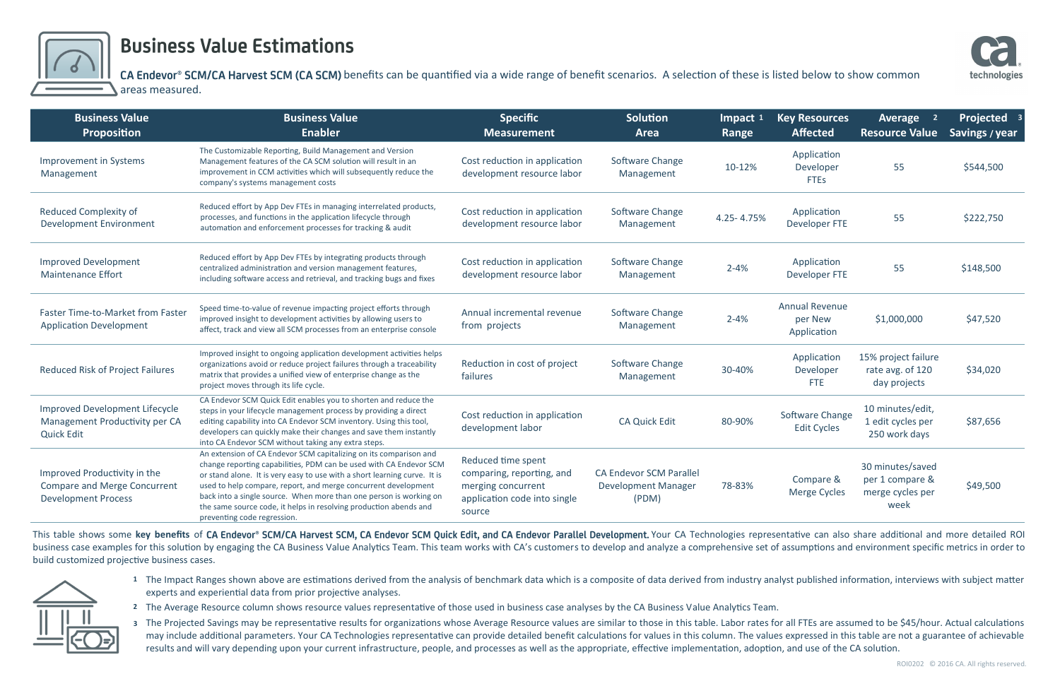# Business Value Estimations

**CA Endevor® SCM/CA Harvest SCM (CA SCM)** benefits can be quantified via a wide range of benefit scenarios. A selection of these is listed below to show common areas measured.

| Business Value Proposition | Business Value Enabler | Specific Measurement | Solution Area | Impact Range [1] | Key Resources Affected | Average Resource Value [2] | Projected Savings / year [3] |
|---|---|---|---|---|---|---|---|
| Improvement in Systems Management | The Customizable Reporting, Build Management and Version Management features of the CA SCM solution will result in an improvement in CCM activities which will subsequently reduce the company's systems management costs | Cost reduction in application development resource labor | Software Change Management | 10-12% | Application Developer FTEs | 55 | $544,500 |
| Reduced Complexity of Development Environment | Reduced effort by App Dev FTEs in managing interrelated products, processes, and functions in the application lifecycle through automation and enforcement processes for tracking & audit | Cost reduction in application development resource labor | Software Change Management | 4.25- 4.75% | Application Developer FTE | 55 | $222,750 |
| Improved Development Maintenance Effort | Reduced effort by App Dev FTEs by integrating products through centralized administration and version management features, including software access and retrieval, and tracking bugs and fixes | Cost reduction in application development resource labor | Software Change Management | 2-4% | Application Developer FTE | 55 | $148,500 |
| Faster Time-to-Market from Faster Application Development | Speed time-to-value of revenue impacting project efforts through improved insight to development activities by allowing users to affect, track and view all SCM processes from an enterprise console | Annual incremental revenue from projects | Software Change Management | 2-4% | Annual Revenue per New Application | $1,000,000 | $47,520 |
| Reduced Risk of Project Failures | Improved insight to ongoing application development activities helps organizations avoid or reduce project failures through a traceability matrix that provides a unified view of enterprise change as the project moves through its life cycle. | Reduction in cost of project failures | Software Change Management | 30-40% | Application Developer FTE | 15% project failure rate avg. of 120 day projects | $34,020 |
| Improved Development Lifecycle Management Productivity per CA Quick Edit | CA Endevor SCM Quick Edit enables you to shorten and reduce the steps in your lifecycle management process by providing a direct editing capability into CA Endevor SCM inventory. Using this tool, developers can quickly make their changes and save them instantly into CA Endevor SCM without taking any extra steps. | Cost reduction in application development labor | CA Quick Edit | 80-90% | Software Change Edit Cycles | 10 minutes/edit, 1 edit cycles per 250 work days | $87,656 |
| Improved Productivity in the Compare and Merge Concurrent Development Process | An extension of CA Endevor SCM capitalizing on its comparison and change reporting capabilities, PDM can be used with CA Endevor SCM or stand alone. It is very easy to use with a short learning curve. It is used to help compare, report, and merge concurrent development back into a single source. When more than one person is working on the same source code, it helps in resolving production abends and preventing code regression. | Reduced time spent comparing, reporting, and merging concurrent application code into single source | CA Endevor SCM Parallel Development Manager (PDM) | 78-83% | Compare & Merge Cycles | 30 minutes/saved per 1 compare & merge cycles per week | $49,500 |

This table shows some **key benefits** of **CA Endevor® SCM/CA Harvest SCM, CA Endevor SCM Quick Edit, and CA Endevor Parallel Development.** Your CA Technologies representative can also share additional and more detailed ROI business case examples for this solution by engaging the CA Business Value Analytics Team. This team works with CA's customers to develop and analyze a comprehensive set of assumptions and environment specific metrics in order to build customized projective business cases.

1 The Impact Ranges shown above are estimations derived from the analysis of benchmark data which is a composite of data derived from industry analyst published information, interviews with subject matter experts and experiential data from prior projective analyses.

2 The Average Resource column shows resource values representative of those used in business case analyses by the CA Business Value Analytics Team.

3 The Projected Savings may be representative results for organizations whose Average Resource values are similar to those in this table. Labor rates for all FTEs are assumed to be $45/hour. Actual calculations may include additional parameters. Your CA Technologies representative can provide detailed benefit calculations for values in this column. The values expressed in this table are not a guarantee of achievable results and will vary depending upon your current infrastructure, people, and processes as well as the appropriate, effective implementation, adoption, and use of the CA solution.

ROI0202 © 2016 CA. All rights reserved.